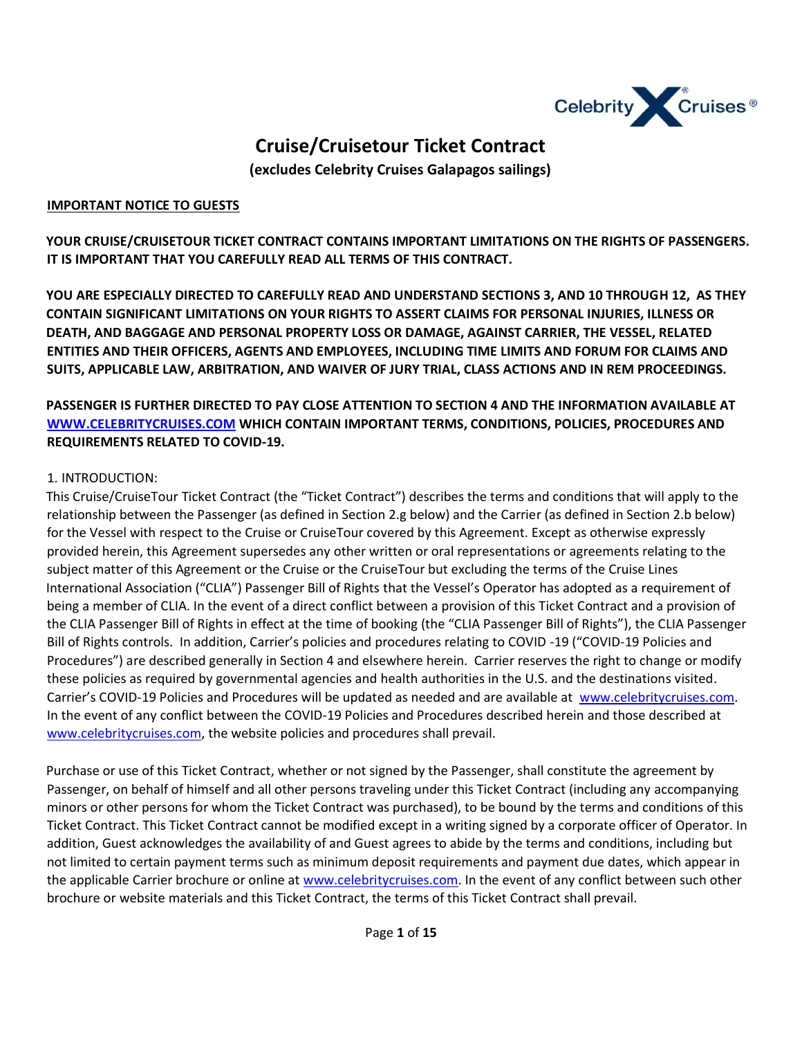# Cruise/Cruisetour Ticket Contract

**(excludes Celebrity Cruises Galapagos sailings)**

**IMPORTANT NOTICE TO GUESTS**

**YOUR CRUISE/CRUISETOUR TICKET CONTRACT CONTAINS IMPORTANT LIMITATIONS ON THE RIGHTS OF PASSENGERS. IT IS IMPORTANT THAT YOU CAREFULLY READ ALL TERMS OF THIS CONTRACT.**

**YOU ARE ESPECIALLY DIRECTED TO CAREFULLY READ AND UNDERSTAND SECTIONS 3, AND 10 THROUGH 12, AS THEY CONTAIN SIGNIFICANT LIMITATIONS ON YOUR RIGHTS TO ASSERT CLAIMS FOR PERSONAL INJURIES, ILLNESS OR DEATH, AND BAGGAGE AND PERSONAL PROPERTY LOSS OR DAMAGE, AGAINST CARRIER, THE VESSEL, RELATED ENTITIES AND THEIR OFFICERS, AGENTS AND EMPLOYEES, INCLUDING TIME LIMITS AND FORUM FOR CLAIMS AND SUITS, APPLICABLE LAW, ARBITRATION, AND WAIVER OF JURY TRIAL, CLASS ACTIONS AND IN REM PROCEEDINGS.**

**PASSENGER IS FURTHER DIRECTED TO PAY CLOSE ATTENTION TO SECTION 4 AND THE INFORMATION AVAILABLE AT [WWW.CELEBRITYCRUISES.COM](http://www.celebritycruises.com) WHICH CONTAIN IMPORTANT TERMS, CONDITIONS, POLICIES, PROCEDURES AND REQUIREMENTS RELATED TO COVID-19.**

1. INTRODUCTION:

This Cruise/CruiseTour Ticket Contract (the "Ticket Contract") describes the terms and conditions that will apply to the relationship between the Passenger (as defined in Section 2.g below) and the Carrier (as defined in Section 2.b below) for the Vessel with respect to the Cruise or CruiseTour covered by this Agreement. Except as otherwise expressly provided herein, this Agreement supersedes any other written or oral representations or agreements relating to the subject matter of this Agreement or the Cruise or the CruiseTour but excluding the terms of the Cruise Lines International Association ("CLIA") Passenger Bill of Rights that the Vessel's Operator has adopted as a requirement of being a member of CLIA. In the event of a direct conflict between a provision of this Ticket Contract and a provision of the CLIA Passenger Bill of Rights in effect at the time of booking (the "CLIA Passenger Bill of Rights"), the CLIA Passenger Bill of Rights controls. In addition, Carrier's policies and procedures relating to COVID -19 ("COVID-19 Policies and Procedures") are described generally in Section 4 and elsewhere herein. Carrier reserves the right to change or modify these policies as required by governmental agencies and health authorities in the U.S. and the destinations visited. Carrier's COVID-19 Policies and Procedures will be updated as needed and are available at [www.celebritycruises.com](http://www.celebritycruises.com). In the event of any conflict between the COVID-19 Policies and Procedures described herein and those described at [www.celebritycruises.com](http://www.celebritycruises.com), the website policies and procedures shall prevail.

Purchase or use of this Ticket Contract, whether or not signed by the Passenger, shall constitute the agreement by Passenger, on behalf of himself and all other persons traveling under this Ticket Contract (including any accompanying minors or other persons for whom the Ticket Contract was purchased), to be bound by the terms and conditions of this Ticket Contract. This Ticket Contract cannot be modified except in a writing signed by a corporate officer of Operator. In addition, Guest acknowledges the availability of and Guest agrees to abide by the terms and conditions, including but not limited to certain payment terms such as minimum deposit requirements and payment due dates, which appear in the applicable Carrier brochure or online at [www.celebritycruises.com](http://www.celebritycruises.com). In the event of any conflict between such other brochure or website materials and this Ticket Contract, the terms of this Ticket Contract shall prevail.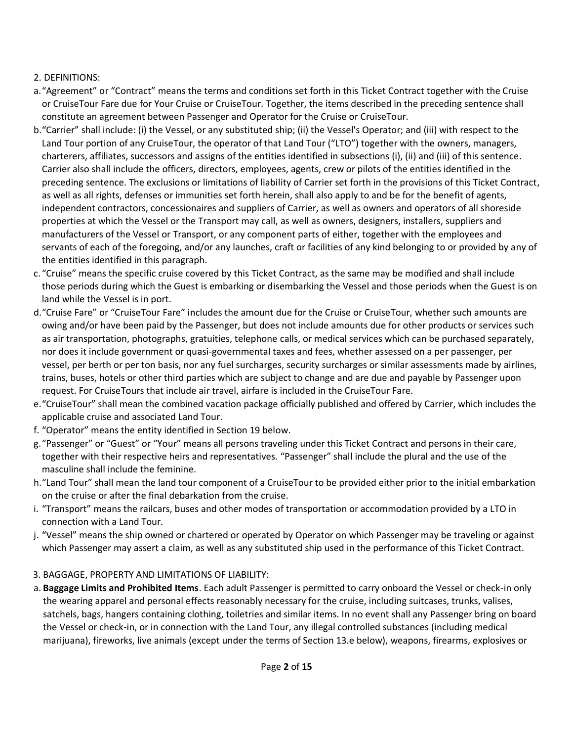2. DEFINITIONS:

a. "Agreement" or "Contract" means the terms and conditions set forth in this Ticket Contract together with the Cruise or CruiseTour Fare due for Your Cruise or CruiseTour. Together, the items described in the preceding sentence shall constitute an agreement between Passenger and Operator for the Cruise or CruiseTour.

b. "Carrier" shall include: (i) the Vessel, or any substituted ship; (ii) the Vessel's Operator; and (iii) with respect to the Land Tour portion of any CruiseTour, the operator of that Land Tour ("LTO") together with the owners, managers, charterers, affiliates, successors and assigns of the entities identified in subsections (i), (ii) and (iii) of this sentence. Carrier also shall include the officers, directors, employees, agents, crew or pilots of the entities identified in the preceding sentence. The exclusions or limitations of liability of Carrier set forth in the provisions of this Ticket Contract, as well as all rights, defenses or immunities set forth herein, shall also apply to and be for the benefit of agents, independent contractors, concessionaires and suppliers of Carrier, as well as owners and operators of all shoreside properties at which the Vessel or the Transport may call, as well as owners, designers, installers, suppliers and manufacturers of the Vessel or Transport, or any component parts of either, together with the employees and servants of each of the foregoing, and/or any launches, craft or facilities of any kind belonging to or provided by any of the entities identified in this paragraph.

c. "Cruise" means the specific cruise covered by this Ticket Contract, as the same may be modified and shall include those periods during which the Guest is embarking or disembarking the Vessel and those periods when the Guest is on land while the Vessel is in port.

d. "Cruise Fare" or "CruiseTour Fare" includes the amount due for the Cruise or CruiseTour, whether such amounts are owing and/or have been paid by the Passenger, but does not include amounts due for other products or services such as air transportation, photographs, gratuities, telephone calls, or medical services which can be purchased separately, nor does it include government or quasi-governmental taxes and fees, whether assessed on a per passenger, per vessel, per berth or per ton basis, nor any fuel surcharges, security surcharges or similar assessments made by airlines, trains, buses, hotels or other third parties which are subject to change and are due and payable by Passenger upon request. For CruiseTours that include air travel, airfare is included in the CruiseTour Fare.

e. "CruiseTour" shall mean the combined vacation package officially published and offered by Carrier, which includes the applicable cruise and associated Land Tour.

f. "Operator" means the entity identified in Section 19 below.

g. "Passenger" or "Guest" or "Your" means all persons traveling under this Ticket Contract and persons in their care, together with their respective heirs and representatives. "Passenger" shall include the plural and the use of the masculine shall include the feminine.

h. "Land Tour" shall mean the land tour component of a CruiseTour to be provided either prior to the initial embarkation on the cruise or after the final debarkation from the cruise.

i. "Transport" means the railcars, buses and other modes of transportation or accommodation provided by a LTO in connection with a Land Tour.

j. "Vessel" means the ship owned or chartered or operated by Operator on which Passenger may be traveling or against which Passenger may assert a claim, as well as any substituted ship used in the performance of this Ticket Contract.

3. BAGGAGE, PROPERTY AND LIMITATIONS OF LIABILITY:

a. **Baggage Limits and Prohibited Items**. Each adult Passenger is permitted to carry onboard the Vessel or check-in only the wearing apparel and personal effects reasonably necessary for the cruise, including suitcases, trunks, valises, satchels, bags, hangers containing clothing, toiletries and similar items. In no event shall any Passenger bring on board the Vessel or check-in, or in connection with the Land Tour, any illegal controlled substances (including medical marijuana), fireworks, live animals (except under the terms of Section 13.e below), weapons, firearms, explosives or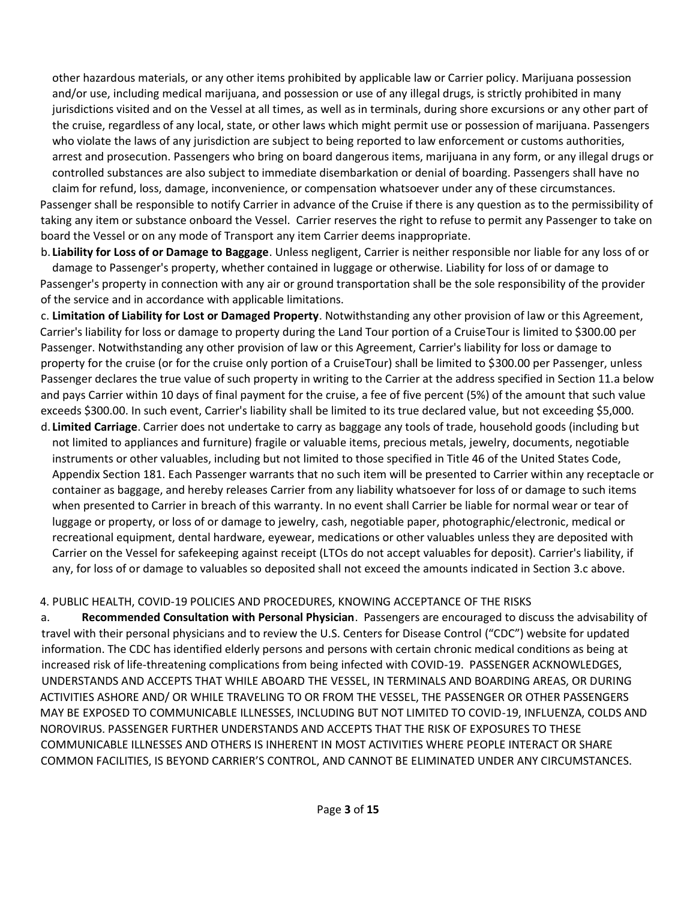other hazardous materials, or any other items prohibited by applicable law or Carrier policy. Marijuana possession and/or use, including medical marijuana, and possession or use of any illegal drugs, is strictly prohibited in many jurisdictions visited and on the Vessel at all times, as well as in terminals, during shore excursions or any other part of the cruise, regardless of any local, state, or other laws which might permit use or possession of marijuana. Passengers who violate the laws of any jurisdiction are subject to being reported to law enforcement or customs authorities, arrest and prosecution. Passengers who bring on board dangerous items, marijuana in any form, or any illegal drugs or controlled substances are also subject to immediate disembarkation or denial of boarding. Passengers shall have no claim for refund, loss, damage, inconvenience, or compensation whatsoever under any of these circumstances. Passenger shall be responsible to notify Carrier in advance of the Cruise if there is any question as to the permissibility of taking any item or substance onboard the Vessel. Carrier reserves the right to refuse to permit any Passenger to take on board the Vessel or on any mode of Transport any item Carrier deems inappropriate.

b. **Liability for Loss of or Damage to Baggage**. Unless negligent, Carrier is neither responsible nor liable for any loss of or damage to Passenger's property, whether contained in luggage or otherwise. Liability for loss of or damage to Passenger's property in connection with any air or ground transportation shall be the sole responsibility of the provider of the service and in accordance with applicable limitations.

c. **Limitation of Liability for Lost or Damaged Property**. Notwithstanding any other provision of law or this Agreement, Carrier's liability for loss or damage to property during the Land Tour portion of a CruiseTour is limited to $300.00 per Passenger. Notwithstanding any other provision of law or this Agreement, Carrier's liability for loss or damage to property for the cruise (or for the cruise only portion of a CruiseTour) shall be limited to $300.00 per Passenger, unless Passenger declares the true value of such property in writing to the Carrier at the address specified in Section 11.a below and pays Carrier within 10 days of final payment for the cruise, a fee of five percent (5%) of the amount that such value exceeds $300.00. In such event, Carrier's liability shall be limited to its true declared value, but not exceeding $5,000.

d. **Limited Carriage**. Carrier does not undertake to carry as baggage any tools of trade, household goods (including but not limited to appliances and furniture) fragile or valuable items, precious metals, jewelry, documents, negotiable instruments or other valuables, including but not limited to those specified in Title 46 of the United States Code, Appendix Section 181. Each Passenger warrants that no such item will be presented to Carrier within any receptacle or container as baggage, and hereby releases Carrier from any liability whatsoever for loss of or damage to such items when presented to Carrier in breach of this warranty. In no event shall Carrier be liable for normal wear or tear of luggage or property, or loss of or damage to jewelry, cash, negotiable paper, photographic/electronic, medical or recreational equipment, dental hardware, eyewear, medications or other valuables unless they are deposited with Carrier on the Vessel for safekeeping against receipt (LTOs do not accept valuables for deposit). Carrier's liability, if any, for loss of or damage to valuables so deposited shall not exceed the amounts indicated in Section 3.c above.

4. PUBLIC HEALTH, COVID-19 POLICIES AND PROCEDURES, KNOWING ACCEPTANCE OF THE RISKS

a. **Recommended Consultation with Personal Physician**. Passengers are encouraged to discuss the advisability of travel with their personal physicians and to review the U.S. Centers for Disease Control ("CDC") website for updated information. The CDC has identified elderly persons and persons with certain chronic medical conditions as being at increased risk of life-threatening complications from being infected with COVID-19. PASSENGER ACKNOWLEDGES, UNDERSTANDS AND ACCEPTS THAT WHILE ABOARD THE VESSEL, IN TERMINALS AND BOARDING AREAS, OR DURING ACTIVITIES ASHORE AND/ OR WHILE TRAVELING TO OR FROM THE VESSEL, THE PASSENGER OR OTHER PASSENGERS MAY BE EXPOSED TO COMMUNICABLE ILLNESSES, INCLUDING BUT NOT LIMITED TO COVID-19, INFLUENZA, COLDS AND NOROVIRUS. PASSENGER FURTHER UNDERSTANDS AND ACCEPTS THAT THE RISK OF EXPOSURES TO THESE COMMUNICABLE ILLNESSES AND OTHERS IS INHERENT IN MOST ACTIVITIES WHERE PEOPLE INTERACT OR SHARE COMMON FACILITIES, IS BEYOND CARRIER'S CONTROL, AND CANNOT BE ELIMINATED UNDER ANY CIRCUMSTANCES.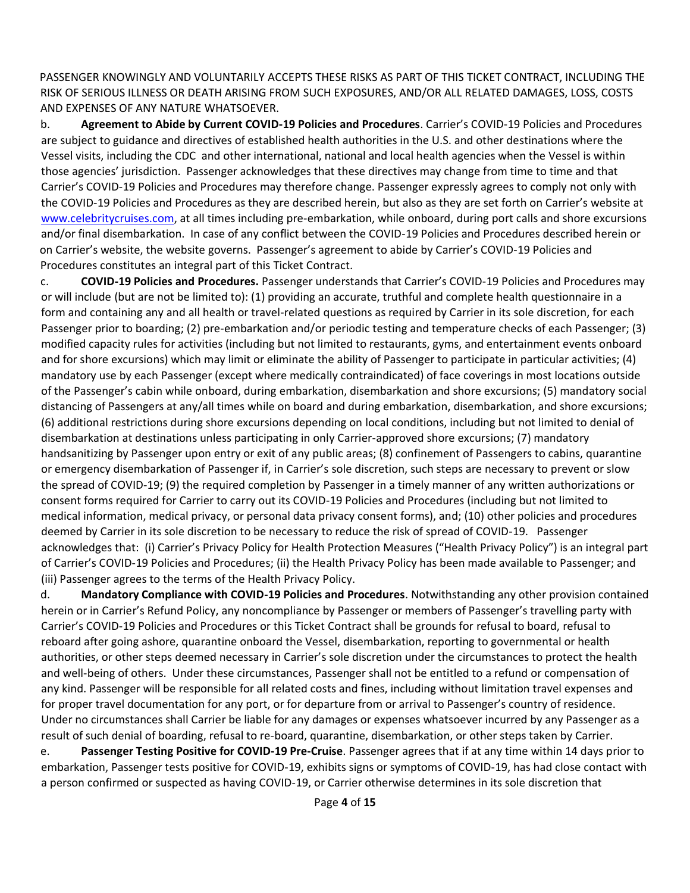PASSENGER KNOWINGLY AND VOLUNTARILY ACCEPTS THESE RISKS AS PART OF THIS TICKET CONTRACT, INCLUDING THE RISK OF SERIOUS ILLNESS OR DEATH ARISING FROM SUCH EXPOSURES, AND/OR ALL RELATED DAMAGES, LOSS, COSTS AND EXPENSES OF ANY NATURE WHATSOEVER.

b. **Agreement to Abide by Current COVID-19 Policies and Procedures**. Carrier's COVID-19 Policies and Procedures are subject to guidance and directives of established health authorities in the U.S. and other destinations where the Vessel visits, including the CDC and other international, national and local health agencies when the Vessel is within those agencies' jurisdiction. Passenger acknowledges that these directives may change from time to time and that Carrier's COVID-19 Policies and Procedures may therefore change. Passenger expressly agrees to comply not only with the COVID-19 Policies and Procedures as they are described herein, but also as they are set forth on Carrier's website at [www.celebritycruises.com](www.celebritycruises.com), at all times including pre-embarkation, while onboard, during port calls and shore excursions and/or final disembarkation. In case of any conflict between the COVID-19 Policies and Procedures described herein or on Carrier's website, the website governs. Passenger's agreement to abide by Carrier's COVID-19 Policies and Procedures constitutes an integral part of this Ticket Contract.

c. **COVID-19 Policies and Procedures.** Passenger understands that Carrier's COVID-19 Policies and Procedures may or will include (but are not be limited to): (1) providing an accurate, truthful and complete health questionnaire in a form and containing any and all health or travel-related questions as required by Carrier in its sole discretion, for each Passenger prior to boarding; (2) pre-embarkation and/or periodic testing and temperature checks of each Passenger; (3) modified capacity rules for activities (including but not limited to restaurants, gyms, and entertainment events onboard and for shore excursions) which may limit or eliminate the ability of Passenger to participate in particular activities; (4) mandatory use by each Passenger (except where medically contraindicated) of face coverings in most locations outside of the Passenger's cabin while onboard, during embarkation, disembarkation and shore excursions; (5) mandatory social distancing of Passengers at any/all times while on board and during embarkation, disembarkation, and shore excursions; (6) additional restrictions during shore excursions depending on local conditions, including but not limited to denial of disembarkation at destinations unless participating in only Carrier-approved shore excursions; (7) mandatory handsanitizing by Passenger upon entry or exit of any public areas; (8) confinement of Passengers to cabins, quarantine or emergency disembarkation of Passenger if, in Carrier's sole discretion, such steps are necessary to prevent or slow the spread of COVID-19; (9) the required completion by Passenger in a timely manner of any written authorizations or consent forms required for Carrier to carry out its COVID-19 Policies and Procedures (including but not limited to medical information, medical privacy, or personal data privacy consent forms), and; (10) other policies and procedures deemed by Carrier in its sole discretion to be necessary to reduce the risk of spread of COVID-19. Passenger acknowledges that: (i) Carrier's Privacy Policy for Health Protection Measures ("Health Privacy Policy") is an integral part of Carrier's COVID-19 Policies and Procedures; (ii) the Health Privacy Policy has been made available to Passenger; and (iii) Passenger agrees to the terms of the Health Privacy Policy.

d. **Mandatory Compliance with COVID-19 Policies and Procedures**. Notwithstanding any other provision contained herein or in Carrier's Refund Policy, any noncompliance by Passenger or members of Passenger's travelling party with Carrier's COVID-19 Policies and Procedures or this Ticket Contract shall be grounds for refusal to board, refusal to reboard after going ashore, quarantine onboard the Vessel, disembarkation, reporting to governmental or health authorities, or other steps deemed necessary in Carrier's sole discretion under the circumstances to protect the health and well-being of others. Under these circumstances, Passenger shall not be entitled to a refund or compensation of any kind. Passenger will be responsible for all related costs and fines, including without limitation travel expenses and for proper travel documentation for any port, or for departure from or arrival to Passenger's country of residence. Under no circumstances shall Carrier be liable for any damages or expenses whatsoever incurred by any Passenger as a result of such denial of boarding, refusal to re-board, quarantine, disembarkation, or other steps taken by Carrier.

e. **Passenger Testing Positive for COVID-19 Pre-Cruise**. Passenger agrees that if at any time within 14 days prior to embarkation, Passenger tests positive for COVID-19, exhibits signs or symptoms of COVID-19, has had close contact with a person confirmed or suspected as having COVID-19, or Carrier otherwise determines in its sole discretion that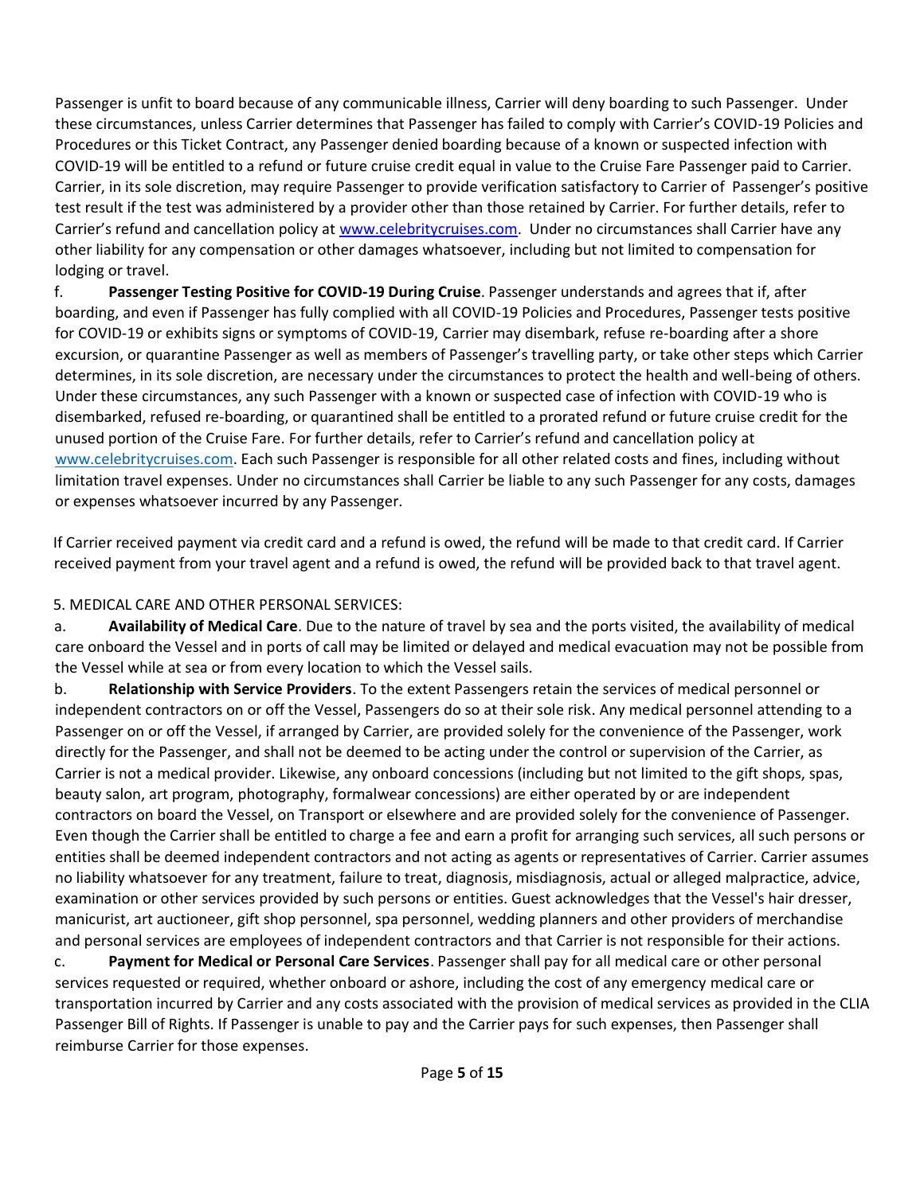Passenger is unfit to board because of any communicable illness, Carrier will deny boarding to such Passenger. Under these circumstances, unless Carrier determines that Passenger has failed to comply with Carrier's COVID-19 Policies and Procedures or this Ticket Contract, any Passenger denied boarding because of a known or suspected infection with COVID-19 will be entitled to a refund or future cruise credit equal in value to the Cruise Fare Passenger paid to Carrier. Carrier, in its sole discretion, may require Passenger to provide verification satisfactory to Carrier of Passenger's positive test result if the test was administered by a provider other than those retained by Carrier. For further details, refer to Carrier's refund and cancellation policy at www.celebritycruises.com. Under no circumstances shall Carrier have any other liability for any compensation or other damages whatsoever, including but not limited to compensation for lodging or travel.

f. **Passenger Testing Positive for COVID-19 During Cruise**. Passenger understands and agrees that if, after boarding, and even if Passenger has fully complied with all COVID-19 Policies and Procedures, Passenger tests positive for COVID-19 or exhibits signs or symptoms of COVID-19, Carrier may disembark, refuse re-boarding after a shore excursion, or quarantine Passenger as well as members of Passenger's travelling party, or take other steps which Carrier determines, in its sole discretion, are necessary under the circumstances to protect the health and well-being of others. Under these circumstances, any such Passenger with a known or suspected case of infection with COVID-19 who is disembarked, refused re-boarding, or quarantined shall be entitled to a prorated refund or future cruise credit for the unused portion of the Cruise Fare. For further details, refer to Carrier's refund and cancellation policy at www.celebritycruises.com. Each such Passenger is responsible for all other related costs and fines, including without limitation travel expenses. Under no circumstances shall Carrier be liable to any such Passenger for any costs, damages or expenses whatsoever incurred by any Passenger.

If Carrier received payment via credit card and a refund is owed, the refund will be made to that credit card. If Carrier received payment from your travel agent and a refund is owed, the refund will be provided back to that travel agent.

5. MEDICAL CARE AND OTHER PERSONAL SERVICES:

a. **Availability of Medical Care**. Due to the nature of travel by sea and the ports visited, the availability of medical care onboard the Vessel and in ports of call may be limited or delayed and medical evacuation may not be possible from the Vessel while at sea or from every location to which the Vessel sails.

b. **Relationship with Service Providers**. To the extent Passengers retain the services of medical personnel or independent contractors on or off the Vessel, Passengers do so at their sole risk. Any medical personnel attending to a Passenger on or off the Vessel, if arranged by Carrier, are provided solely for the convenience of the Passenger, work directly for the Passenger, and shall not be deemed to be acting under the control or supervision of the Carrier, as Carrier is not a medical provider. Likewise, any onboard concessions (including but not limited to the gift shops, spas, beauty salon, art program, photography, formalwear concessions) are either operated by or are independent contractors on board the Vessel, on Transport or elsewhere and are provided solely for the convenience of Passenger. Even though the Carrier shall be entitled to charge a fee and earn a profit for arranging such services, all such persons or entities shall be deemed independent contractors and not acting as agents or representatives of Carrier. Carrier assumes no liability whatsoever for any treatment, failure to treat, diagnosis, misdiagnosis, actual or alleged malpractice, advice, examination or other services provided by such persons or entities. Guest acknowledges that the Vessel's hair dresser, manicurist, art auctioneer, gift shop personnel, spa personnel, wedding planners and other providers of merchandise and personal services are employees of independent contractors and that Carrier is not responsible for their actions.

c. **Payment for Medical or Personal Care Services**. Passenger shall pay for all medical care or other personal services requested or required, whether onboard or ashore, including the cost of any emergency medical care or transportation incurred by Carrier and any costs associated with the provision of medical services as provided in the CLIA Passenger Bill of Rights. If Passenger is unable to pay and the Carrier pays for such expenses, then Passenger shall reimburse Carrier for those expenses.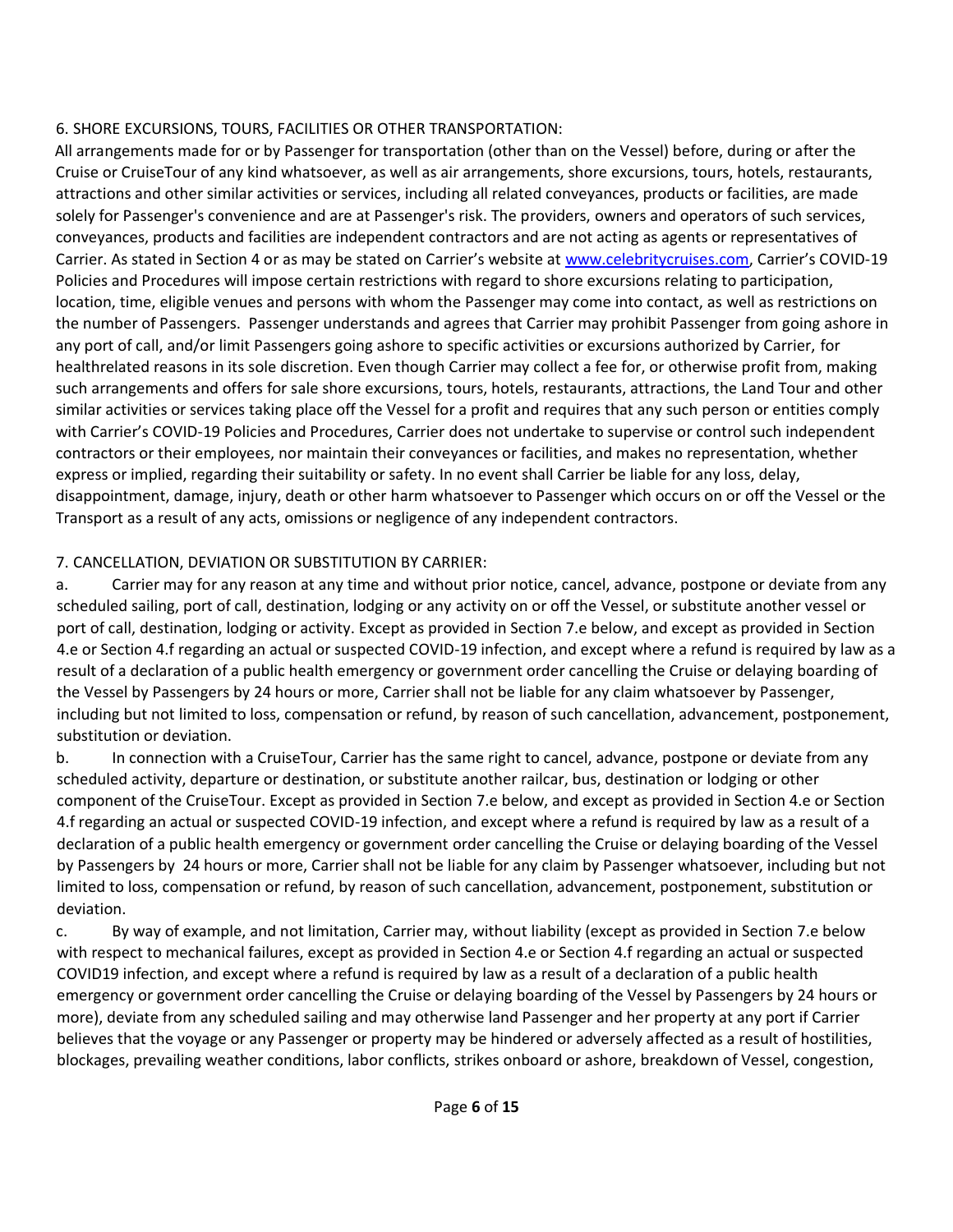6. SHORE EXCURSIONS, TOURS, FACILITIES OR OTHER TRANSPORTATION:

All arrangements made for or by Passenger for transportation (other than on the Vessel) before, during or after the Cruise or CruiseTour of any kind whatsoever, as well as air arrangements, shore excursions, tours, hotels, restaurants, attractions and other similar activities or services, including all related conveyances, products or facilities, are made solely for Passenger's convenience and are at Passenger's risk. The providers, owners and operators of such services, conveyances, products and facilities are independent contractors and are not acting as agents or representatives of Carrier. As stated in Section 4 or as may be stated on Carrier's website at [www.celebritycruises.com](www.celebritycruises.com), Carrier's COVID-19 Policies and Procedures will impose certain restrictions with regard to shore excursions relating to participation, location, time, eligible venues and persons with whom the Passenger may come into contact, as well as restrictions on the number of Passengers. Passenger understands and agrees that Carrier may prohibit Passenger from going ashore in any port of call, and/or limit Passengers going ashore to specific activities or excursions authorized by Carrier, for healthrelated reasons in its sole discretion. Even though Carrier may collect a fee for, or otherwise profit from, making such arrangements and offers for sale shore excursions, tours, hotels, restaurants, attractions, the Land Tour and other similar activities or services taking place off the Vessel for a profit and requires that any such person or entities comply with Carrier's COVID-19 Policies and Procedures, Carrier does not undertake to supervise or control such independent contractors or their employees, nor maintain their conveyances or facilities, and makes no representation, whether express or implied, regarding their suitability or safety. In no event shall Carrier be liable for any loss, delay, disappointment, damage, injury, death or other harm whatsoever to Passenger which occurs on or off the Vessel or the Transport as a result of any acts, omissions or negligence of any independent contractors.

7. CANCELLATION, DEVIATION OR SUBSTITUTION BY CARRIER:

a. Carrier may for any reason at any time and without prior notice, cancel, advance, postpone or deviate from any scheduled sailing, port of call, destination, lodging or any activity on or off the Vessel, or substitute another vessel or port of call, destination, lodging or activity. Except as provided in Section 7.e below, and except as provided in Section 4.e or Section 4.f regarding an actual or suspected COVID-19 infection, and except where a refund is required by law as a result of a declaration of a public health emergency or government order cancelling the Cruise or delaying boarding of the Vessel by Passengers by 24 hours or more, Carrier shall not be liable for any claim whatsoever by Passenger, including but not limited to loss, compensation or refund, by reason of such cancellation, advancement, postponement, substitution or deviation.

b. In connection with a CruiseTour, Carrier has the same right to cancel, advance, postpone or deviate from any scheduled activity, departure or destination, or substitute another railcar, bus, destination or lodging or other component of the CruiseTour. Except as provided in Section 7.e below, and except as provided in Section 4.e or Section 4.f regarding an actual or suspected COVID-19 infection, and except where a refund is required by law as a result of a declaration of a public health emergency or government order cancelling the Cruise or delaying boarding of the Vessel by Passengers by 24 hours or more, Carrier shall not be liable for any claim by Passenger whatsoever, including but not limited to loss, compensation or refund, by reason of such cancellation, advancement, postponement, substitution or deviation.

c. By way of example, and not limitation, Carrier may, without liability (except as provided in Section 7.e below with respect to mechanical failures, except as provided in Section 4.e or Section 4.f regarding an actual or suspected COVID19 infection, and except where a refund is required by law as a result of a declaration of a public health emergency or government order cancelling the Cruise or delaying boarding of the Vessel by Passengers by 24 hours or more), deviate from any scheduled sailing and may otherwise land Passenger and her property at any port if Carrier believes that the voyage or any Passenger or property may be hindered or adversely affected as a result of hostilities, blockages, prevailing weather conditions, labor conflicts, strikes onboard or ashore, breakdown of Vessel, congestion,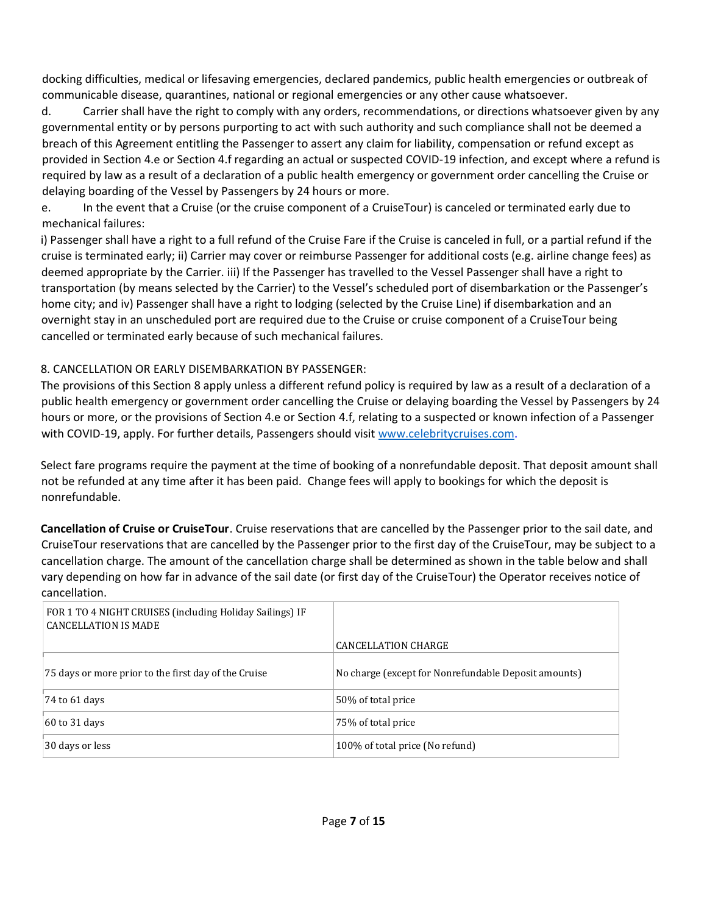docking difficulties, medical or lifesaving emergencies, declared pandemics, public health emergencies or outbreak of communicable disease, quarantines, national or regional emergencies or any other cause whatsoever.

d. Carrier shall have the right to comply with any orders, recommendations, or directions whatsoever given by any governmental entity or by persons purporting to act with such authority and such compliance shall not be deemed a breach of this Agreement entitling the Passenger to assert any claim for liability, compensation or refund except as provided in Section 4.e or Section 4.f regarding an actual or suspected COVID-19 infection, and except where a refund is required by law as a result of a declaration of a public health emergency or government order cancelling the Cruise or delaying boarding of the Vessel by Passengers by 24 hours or more.

e. In the event that a Cruise (or the cruise component of a CruiseTour) is canceled or terminated early due to mechanical failures:

i) Passenger shall have a right to a full refund of the Cruise Fare if the Cruise is canceled in full, or a partial refund if the cruise is terminated early; ii) Carrier may cover or reimburse Passenger for additional costs (e.g. airline change fees) as deemed appropriate by the Carrier. iii) If the Passenger has travelled to the Vessel Passenger shall have a right to transportation (by means selected by the Carrier) to the Vessel's scheduled port of disembarkation or the Passenger's home city; and iv) Passenger shall have a right to lodging (selected by the Cruise Line) if disembarkation and an overnight stay in an unscheduled port are required due to the Cruise or cruise component of a CruiseTour being cancelled or terminated early because of such mechanical failures.

8. CANCELLATION OR EARLY DISEMBARKATION BY PASSENGER:

The provisions of this Section 8 apply unless a different refund policy is required by law as a result of a declaration of a public health emergency or government order cancelling the Cruise or delaying boarding the Vessel by Passengers by 24 hours or more, or the provisions of Section 4.e or Section 4.f, relating to a suspected or known infection of a Passenger with COVID-19, apply. For further details, Passengers should visit [www.celebritycruises.com](www.celebritycruises.com).

Select fare programs require the payment at the time of booking of a nonrefundable deposit. That deposit amount shall not be refunded at any time after it has been paid. Change fees will apply to bookings for which the deposit is nonrefundable.

**Cancellation of Cruise or CruiseTour**. Cruise reservations that are cancelled by the Passenger prior to the sail date, and CruiseTour reservations that are cancelled by the Passenger prior to the first day of the CruiseTour, may be subject to a cancellation charge. The amount of the cancellation charge shall be determined as shown in the table below and shall vary depending on how far in advance of the sail date (or first day of the CruiseTour) the Operator receives notice of cancellation.

| FOR 1 TO 4 NIGHT CRUISES (including Holiday Sailings) IF CANCELLATION IS MADE | CANCELLATION CHARGE |
|---|---|
| 75 days or more prior to the first day of the Cruise | No charge (except for Nonrefundable Deposit amounts) |
| 74 to 61 days | 50% of total price |
| 60 to 31 days | 75% of total price |
| 30 days or less | 100% of total price (No refund) |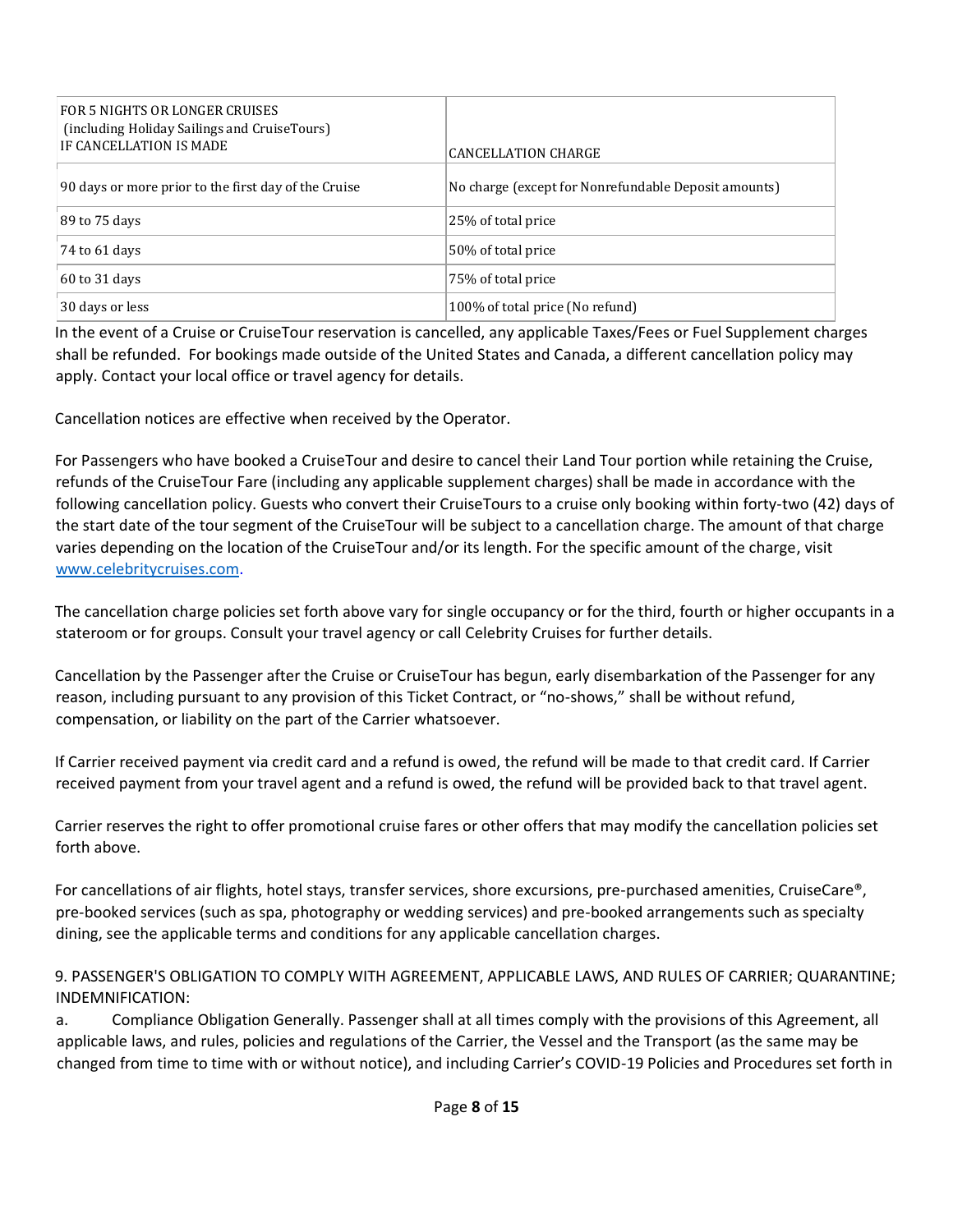| FOR 5 NIGHTS OR LONGER CRUISES (including Holiday Sailings and CruiseTours) IF CANCELLATION IS MADE | CANCELLATION CHARGE |
|---|---|
| 90 days or more prior to the first day of the Cruise | No charge (except for Nonrefundable Deposit amounts) |
| 89 to 75 days | 25% of total price |
| 74 to 61 days | 50% of total price |
| 60 to 31 days | 75% of total price |
| 30 days or less | 100% of total price (No refund) |

In the event of a Cruise or CruiseTour reservation is cancelled, any applicable Taxes/Fees or Fuel Supplement charges shall be refunded. For bookings made outside of the United States and Canada, a different cancellation policy may apply. Contact your local office or travel agency for details.

Cancellation notices are effective when received by the Operator.

For Passengers who have booked a CruiseTour and desire to cancel their Land Tour portion while retaining the Cruise, refunds of the CruiseTour Fare (including any applicable supplement charges) shall be made in accordance with the following cancellation policy. Guests who convert their CruiseTours to a cruise only booking within forty-two (42) days of the start date of the tour segment of the CruiseTour will be subject to a cancellation charge. The amount of that charge varies depending on the location of the CruiseTour and/or its length. For the specific amount of the charge, visit www.celebritycruises.com.

The cancellation charge policies set forth above vary for single occupancy or for the third, fourth or higher occupants in a stateroom or for groups. Consult your travel agency or call Celebrity Cruises for further details.

Cancellation by the Passenger after the Cruise or CruiseTour has begun, early disembarkation of the Passenger for any reason, including pursuant to any provision of this Ticket Contract, or "no-shows," shall be without refund, compensation, or liability on the part of the Carrier whatsoever.

If Carrier received payment via credit card and a refund is owed, the refund will be made to that credit card. If Carrier received payment from your travel agent and a refund is owed, the refund will be provided back to that travel agent.

Carrier reserves the right to offer promotional cruise fares or other offers that may modify the cancellation policies set forth above.

For cancellations of air flights, hotel stays, transfer services, shore excursions, pre-purchased amenities, CruiseCare®, pre-booked services (such as spa, photography or wedding services) and pre-booked arrangements such as specialty dining, see the applicable terms and conditions for any applicable cancellation charges.

9. PASSENGER'S OBLIGATION TO COMPLY WITH AGREEMENT, APPLICABLE LAWS, AND RULES OF CARRIER; QUARANTINE; INDEMNIFICATION:

a. Compliance Obligation Generally. Passenger shall at all times comply with the provisions of this Agreement, all applicable laws, and rules, policies and regulations of the Carrier, the Vessel and the Transport (as the same may be changed from time to time with or without notice), and including Carrier's COVID-19 Policies and Procedures set forth in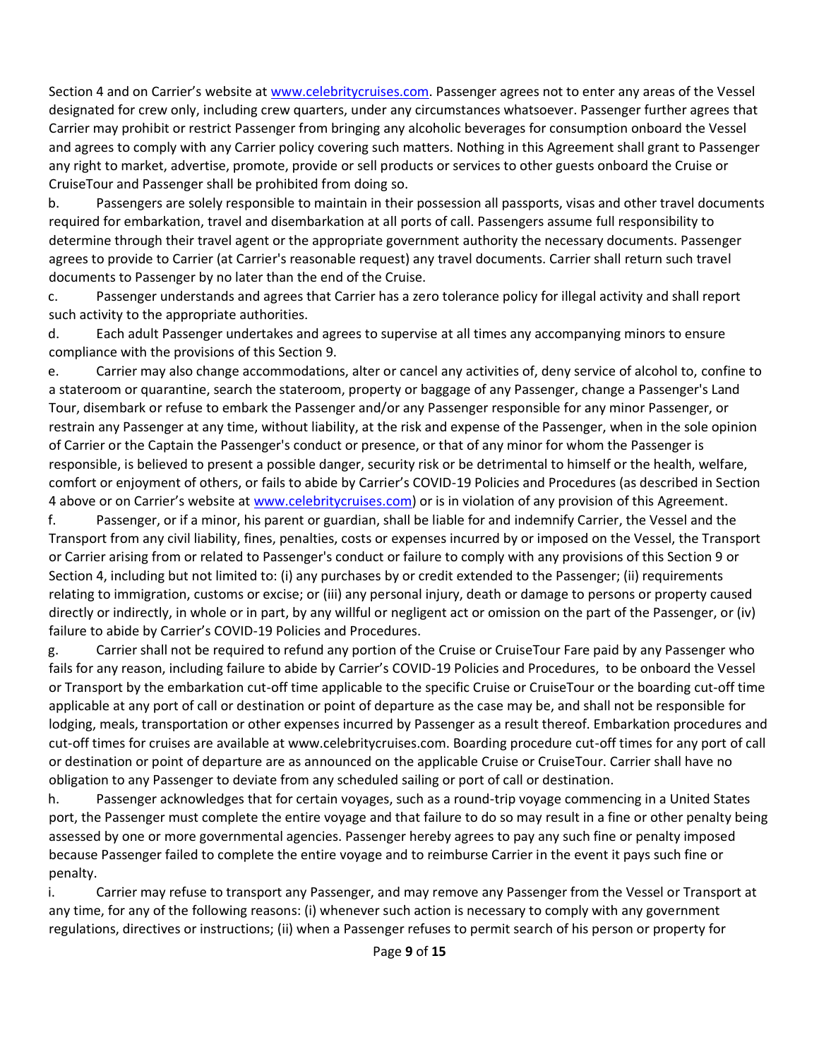Section 4 and on Carrier's website at www.celebritycruises.com. Passenger agrees not to enter any areas of the Vessel designated for crew only, including crew quarters, under any circumstances whatsoever. Passenger further agrees that Carrier may prohibit or restrict Passenger from bringing any alcoholic beverages for consumption onboard the Vessel and agrees to comply with any Carrier policy covering such matters. Nothing in this Agreement shall grant to Passenger any right to market, advertise, promote, provide or sell products or services to other guests onboard the Cruise or CruiseTour and Passenger shall be prohibited from doing so.

b. Passengers are solely responsible to maintain in their possession all passports, visas and other travel documents required for embarkation, travel and disembarkation at all ports of call. Passengers assume full responsibility to determine through their travel agent or the appropriate government authority the necessary documents. Passenger agrees to provide to Carrier (at Carrier's reasonable request) any travel documents. Carrier shall return such travel documents to Passenger by no later than the end of the Cruise.

c. Passenger understands and agrees that Carrier has a zero tolerance policy for illegal activity and shall report such activity to the appropriate authorities.

d. Each adult Passenger undertakes and agrees to supervise at all times any accompanying minors to ensure compliance with the provisions of this Section 9.

e. Carrier may also change accommodations, alter or cancel any activities of, deny service of alcohol to, confine to a stateroom or quarantine, search the stateroom, property or baggage of any Passenger, change a Passenger's Land Tour, disembark or refuse to embark the Passenger and/or any Passenger responsible for any minor Passenger, or restrain any Passenger at any time, without liability, at the risk and expense of the Passenger, when in the sole opinion of Carrier or the Captain the Passenger's conduct or presence, or that of any minor for whom the Passenger is responsible, is believed to present a possible danger, security risk or be detrimental to himself or the health, welfare, comfort or enjoyment of others, or fails to abide by Carrier's COVID-19 Policies and Procedures (as described in Section 4 above or on Carrier's website at www.celebritycruises.com) or is in violation of any provision of this Agreement.

f. Passenger, or if a minor, his parent or guardian, shall be liable for and indemnify Carrier, the Vessel and the Transport from any civil liability, fines, penalties, costs or expenses incurred by or imposed on the Vessel, the Transport or Carrier arising from or related to Passenger's conduct or failure to comply with any provisions of this Section 9 or Section 4, including but not limited to: (i) any purchases by or credit extended to the Passenger; (ii) requirements relating to immigration, customs or excise; or (iii) any personal injury, death or damage to persons or property caused directly or indirectly, in whole or in part, by any willful or negligent act or omission on the part of the Passenger, or (iv) failure to abide by Carrier's COVID-19 Policies and Procedures.

g. Carrier shall not be required to refund any portion of the Cruise or CruiseTour Fare paid by any Passenger who fails for any reason, including failure to abide by Carrier's COVID-19 Policies and Procedures, to be onboard the Vessel or Transport by the embarkation cut-off time applicable to the specific Cruise or CruiseTour or the boarding cut-off time applicable at any port of call or destination or point of departure as the case may be, and shall not be responsible for lodging, meals, transportation or other expenses incurred by Passenger as a result thereof. Embarkation procedures and cut-off times for cruises are available at www.celebritycruises.com. Boarding procedure cut-off times for any port of call or destination or point of departure are as announced on the applicable Cruise or CruiseTour. Carrier shall have no obligation to any Passenger to deviate from any scheduled sailing or port of call or destination.

h. Passenger acknowledges that for certain voyages, such as a round-trip voyage commencing in a United States port, the Passenger must complete the entire voyage and that failure to do so may result in a fine or other penalty being assessed by one or more governmental agencies. Passenger hereby agrees to pay any such fine or penalty imposed because Passenger failed to complete the entire voyage and to reimburse Carrier in the event it pays such fine or penalty.

i. Carrier may refuse to transport any Passenger, and may remove any Passenger from the Vessel or Transport at any time, for any of the following reasons: (i) whenever such action is necessary to comply with any government regulations, directives or instructions; (ii) when a Passenger refuses to permit search of his person or property for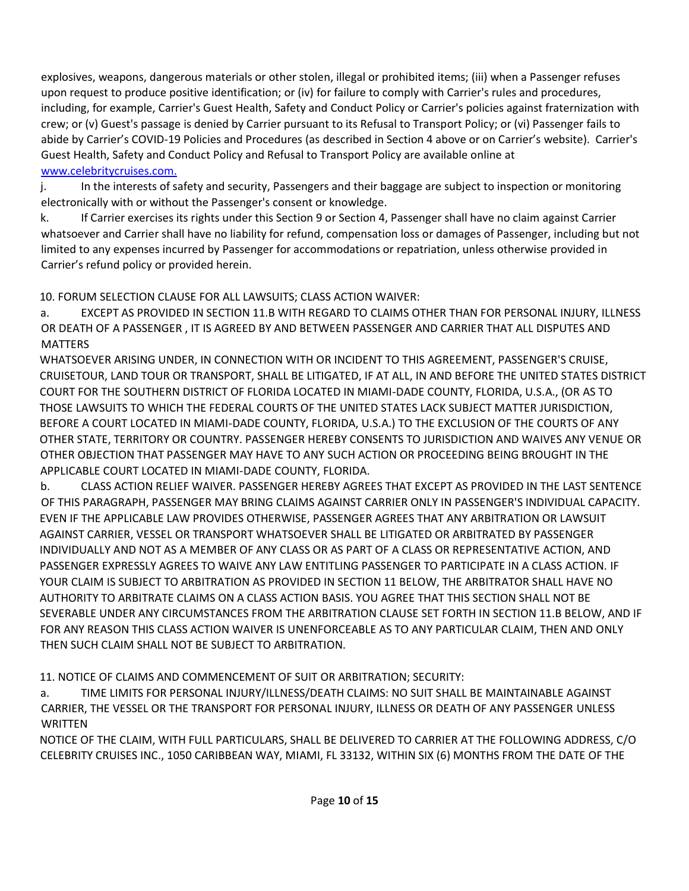explosives, weapons, dangerous materials or other stolen, illegal or prohibited items; (iii) when a Passenger refuses upon request to produce positive identification; or (iv) for failure to comply with Carrier's rules and procedures, including, for example, Carrier's Guest Health, Safety and Conduct Policy or Carrier's policies against fraternization with crew; or (v) Guest's passage is denied by Carrier pursuant to its Refusal to Transport Policy; or (vi) Passenger fails to abide by Carrier's COVID-19 Policies and Procedures (as described in Section 4 above or on Carrier's website). Carrier's Guest Health, Safety and Conduct Policy and Refusal to Transport Policy are available online at www.celebritycruises.com.

j. In the interests of safety and security, Passengers and their baggage are subject to inspection or monitoring electronically with or without the Passenger's consent or knowledge.

k. If Carrier exercises its rights under this Section 9 or Section 4, Passenger shall have no claim against Carrier whatsoever and Carrier shall have no liability for refund, compensation loss or damages of Passenger, including but not limited to any expenses incurred by Passenger for accommodations or repatriation, unless otherwise provided in Carrier's refund policy or provided herein.

10. FORUM SELECTION CLAUSE FOR ALL LAWSUITS; CLASS ACTION WAIVER:

a. EXCEPT AS PROVIDED IN SECTION 11.B WITH REGARD TO CLAIMS OTHER THAN FOR PERSONAL INJURY, ILLNESS OR DEATH OF A PASSENGER , IT IS AGREED BY AND BETWEEN PASSENGER AND CARRIER THAT ALL DISPUTES AND MATTERS WHATSOEVER ARISING UNDER, IN CONNECTION WITH OR INCIDENT TO THIS AGREEMENT, PASSENGER'S CRUISE, CRUISETOUR, LAND TOUR OR TRANSPORT, SHALL BE LITIGATED, IF AT ALL, IN AND BEFORE THE UNITED STATES DISTRICT COURT FOR THE SOUTHERN DISTRICT OF FLORIDA LOCATED IN MIAMI-DADE COUNTY, FLORIDA, U.S.A., (OR AS TO THOSE LAWSUITS TO WHICH THE FEDERAL COURTS OF THE UNITED STATES LACK SUBJECT MATTER JURISDICTION, BEFORE A COURT LOCATED IN MIAMI-DADE COUNTY, FLORIDA, U.S.A.) TO THE EXCLUSION OF THE COURTS OF ANY OTHER STATE, TERRITORY OR COUNTRY. PASSENGER HEREBY CONSENTS TO JURISDICTION AND WAIVES ANY VENUE OR OTHER OBJECTION THAT PASSENGER MAY HAVE TO ANY SUCH ACTION OR PROCEEDING BEING BROUGHT IN THE APPLICABLE COURT LOCATED IN MIAMI-DADE COUNTY, FLORIDA.

b. CLASS ACTION RELIEF WAIVER. PASSENGER HEREBY AGREES THAT EXCEPT AS PROVIDED IN THE LAST SENTENCE OF THIS PARAGRAPH, PASSENGER MAY BRING CLAIMS AGAINST CARRIER ONLY IN PASSENGER'S INDIVIDUAL CAPACITY. EVEN IF THE APPLICABLE LAW PROVIDES OTHERWISE, PASSENGER AGREES THAT ANY ARBITRATION OR LAWSUIT AGAINST CARRIER, VESSEL OR TRANSPORT WHATSOEVER SHALL BE LITIGATED OR ARBITRATED BY PASSENGER INDIVIDUALLY AND NOT AS A MEMBER OF ANY CLASS OR AS PART OF A CLASS OR REPRESENTATIVE ACTION, AND PASSENGER EXPRESSLY AGREES TO WAIVE ANY LAW ENTITLING PASSENGER TO PARTICIPATE IN A CLASS ACTION. IF YOUR CLAIM IS SUBJECT TO ARBITRATION AS PROVIDED IN SECTION 11 BELOW, THE ARBITRATOR SHALL HAVE NO AUTHORITY TO ARBITRATE CLAIMS ON A CLASS ACTION BASIS. YOU AGREE THAT THIS SECTION SHALL NOT BE SEVERABLE UNDER ANY CIRCUMSTANCES FROM THE ARBITRATION CLAUSE SET FORTH IN SECTION 11.B BELOW, AND IF FOR ANY REASON THIS CLASS ACTION WAIVER IS UNENFORCEABLE AS TO ANY PARTICULAR CLAIM, THEN AND ONLY THEN SUCH CLAIM SHALL NOT BE SUBJECT TO ARBITRATION.

11. NOTICE OF CLAIMS AND COMMENCEMENT OF SUIT OR ARBITRATION; SECURITY:

a. TIME LIMITS FOR PERSONAL INJURY/ILLNESS/DEATH CLAIMS: NO SUIT SHALL BE MAINTAINABLE AGAINST CARRIER, THE VESSEL OR THE TRANSPORT FOR PERSONAL INJURY, ILLNESS OR DEATH OF ANY PASSENGER UNLESS WRITTEN NOTICE OF THE CLAIM, WITH FULL PARTICULARS, SHALL BE DELIVERED TO CARRIER AT THE FOLLOWING ADDRESS, C/O CELEBRITY CRUISES INC., 1050 CARIBBEAN WAY, MIAMI, FL 33132, WITHIN SIX (6) MONTHS FROM THE DATE OF THE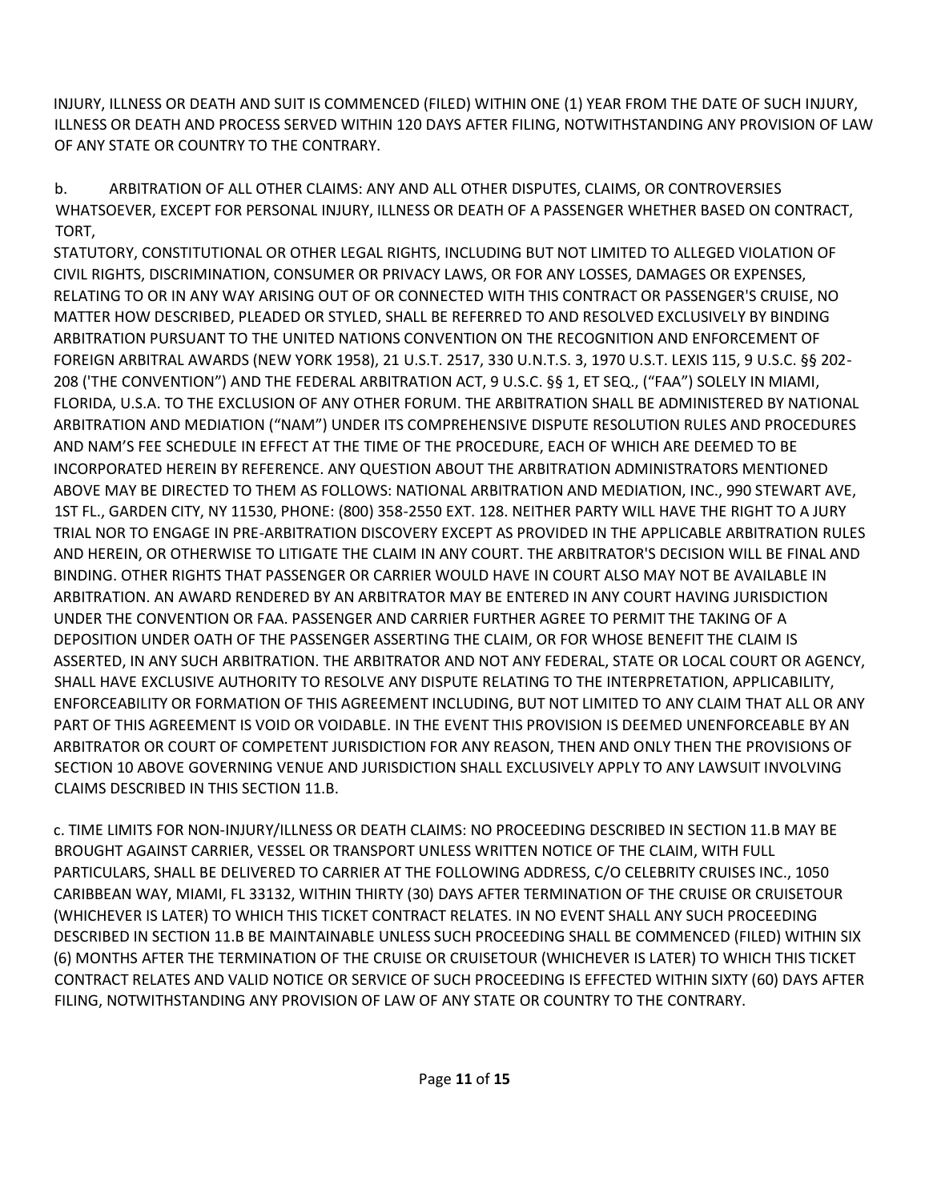INJURY, ILLNESS OR DEATH AND SUIT IS COMMENCED (FILED) WITHIN ONE (1) YEAR FROM THE DATE OF SUCH INJURY, ILLNESS OR DEATH AND PROCESS SERVED WITHIN 120 DAYS AFTER FILING, NOTWITHSTANDING ANY PROVISION OF LAW OF ANY STATE OR COUNTRY TO THE CONTRARY.

b. ARBITRATION OF ALL OTHER CLAIMS: ANY AND ALL OTHER DISPUTES, CLAIMS, OR CONTROVERSIES WHATSOEVER, EXCEPT FOR PERSONAL INJURY, ILLNESS OR DEATH OF A PASSENGER WHETHER BASED ON CONTRACT, TORT, STATUTORY, CONSTITUTIONAL OR OTHER LEGAL RIGHTS, INCLUDING BUT NOT LIMITED TO ALLEGED VIOLATION OF CIVIL RIGHTS, DISCRIMINATION, CONSUMER OR PRIVACY LAWS, OR FOR ANY LOSSES, DAMAGES OR EXPENSES, RELATING TO OR IN ANY WAY ARISING OUT OF OR CONNECTED WITH THIS CONTRACT OR PASSENGER'S CRUISE, NO MATTER HOW DESCRIBED, PLEADED OR STYLED, SHALL BE REFERRED TO AND RESOLVED EXCLUSIVELY BY BINDING ARBITRATION PURSUANT TO THE UNITED NATIONS CONVENTION ON THE RECOGNITION AND ENFORCEMENT OF FOREIGN ARBITRAL AWARDS (NEW YORK 1958), 21 U.S.T. 2517, 330 U.N.T.S. 3, 1970 U.S.T. LEXIS 115, 9 U.S.C. §§ 202-208 ('THE CONVENTION") AND THE FEDERAL ARBITRATION ACT, 9 U.S.C. §§ 1, ET SEQ., ("FAA") SOLELY IN MIAMI, FLORIDA, U.S.A. TO THE EXCLUSION OF ANY OTHER FORUM. THE ARBITRATION SHALL BE ADMINISTERED BY NATIONAL ARBITRATION AND MEDIATION ("NAM") UNDER ITS COMPREHENSIVE DISPUTE RESOLUTION RULES AND PROCEDURES AND NAM'S FEE SCHEDULE IN EFFECT AT THE TIME OF THE PROCEDURE, EACH OF WHICH ARE DEEMED TO BE INCORPORATED HEREIN BY REFERENCE. ANY QUESTION ABOUT THE ARBITRATION ADMINISTRATORS MENTIONED ABOVE MAY BE DIRECTED TO THEM AS FOLLOWS: NATIONAL ARBITRATION AND MEDIATION, INC., 990 STEWART AVE, 1ST FL., GARDEN CITY, NY 11530, PHONE: (800) 358-2550 EXT. 128. NEITHER PARTY WILL HAVE THE RIGHT TO A JURY TRIAL NOR TO ENGAGE IN PRE-ARBITRATION DISCOVERY EXCEPT AS PROVIDED IN THE APPLICABLE ARBITRATION RULES AND HEREIN, OR OTHERWISE TO LITIGATE THE CLAIM IN ANY COURT. THE ARBITRATOR'S DECISION WILL BE FINAL AND BINDING. OTHER RIGHTS THAT PASSENGER OR CARRIER WOULD HAVE IN COURT ALSO MAY NOT BE AVAILABLE IN ARBITRATION. AN AWARD RENDERED BY AN ARBITRATOR MAY BE ENTERED IN ANY COURT HAVING JURISDICTION UNDER THE CONVENTION OR FAA. PASSENGER AND CARRIER FURTHER AGREE TO PERMIT THE TAKING OF A DEPOSITION UNDER OATH OF THE PASSENGER ASSERTING THE CLAIM, OR FOR WHOSE BENEFIT THE CLAIM IS ASSERTED, IN ANY SUCH ARBITRATION. THE ARBITRATOR AND NOT ANY FEDERAL, STATE OR LOCAL COURT OR AGENCY, SHALL HAVE EXCLUSIVE AUTHORITY TO RESOLVE ANY DISPUTE RELATING TO THE INTERPRETATION, APPLICABILITY, ENFORCEABILITY OR FORMATION OF THIS AGREEMENT INCLUDING, BUT NOT LIMITED TO ANY CLAIM THAT ALL OR ANY PART OF THIS AGREEMENT IS VOID OR VOIDABLE. IN THE EVENT THIS PROVISION IS DEEMED UNENFORCEABLE BY AN ARBITRATOR OR COURT OF COMPETENT JURISDICTION FOR ANY REASON, THEN AND ONLY THEN THE PROVISIONS OF SECTION 10 ABOVE GOVERNING VENUE AND JURISDICTION SHALL EXCLUSIVELY APPLY TO ANY LAWSUIT INVOLVING CLAIMS DESCRIBED IN THIS SECTION 11.B.

c. TIME LIMITS FOR NON-INJURY/ILLNESS OR DEATH CLAIMS: NO PROCEEDING DESCRIBED IN SECTION 11.B MAY BE BROUGHT AGAINST CARRIER, VESSEL OR TRANSPORT UNLESS WRITTEN NOTICE OF THE CLAIM, WITH FULL PARTICULARS, SHALL BE DELIVERED TO CARRIER AT THE FOLLOWING ADDRESS, C/O CELEBRITY CRUISES INC., 1050 CARIBBEAN WAY, MIAMI, FL 33132, WITHIN THIRTY (30) DAYS AFTER TERMINATION OF THE CRUISE OR CRUISETOUR (WHICHEVER IS LATER) TO WHICH THIS TICKET CONTRACT RELATES. IN NO EVENT SHALL ANY SUCH PROCEEDING DESCRIBED IN SECTION 11.B BE MAINTAINABLE UNLESS SUCH PROCEEDING SHALL BE COMMENCED (FILED) WITHIN SIX (6) MONTHS AFTER THE TERMINATION OF THE CRUISE OR CRUISETOUR (WHICHEVER IS LATER) TO WHICH THIS TICKET CONTRACT RELATES AND VALID NOTICE OR SERVICE OF SUCH PROCEEDING IS EFFECTED WITHIN SIXTY (60) DAYS AFTER FILING, NOTWITHSTANDING ANY PROVISION OF LAW OF ANY STATE OR COUNTRY TO THE CONTRARY.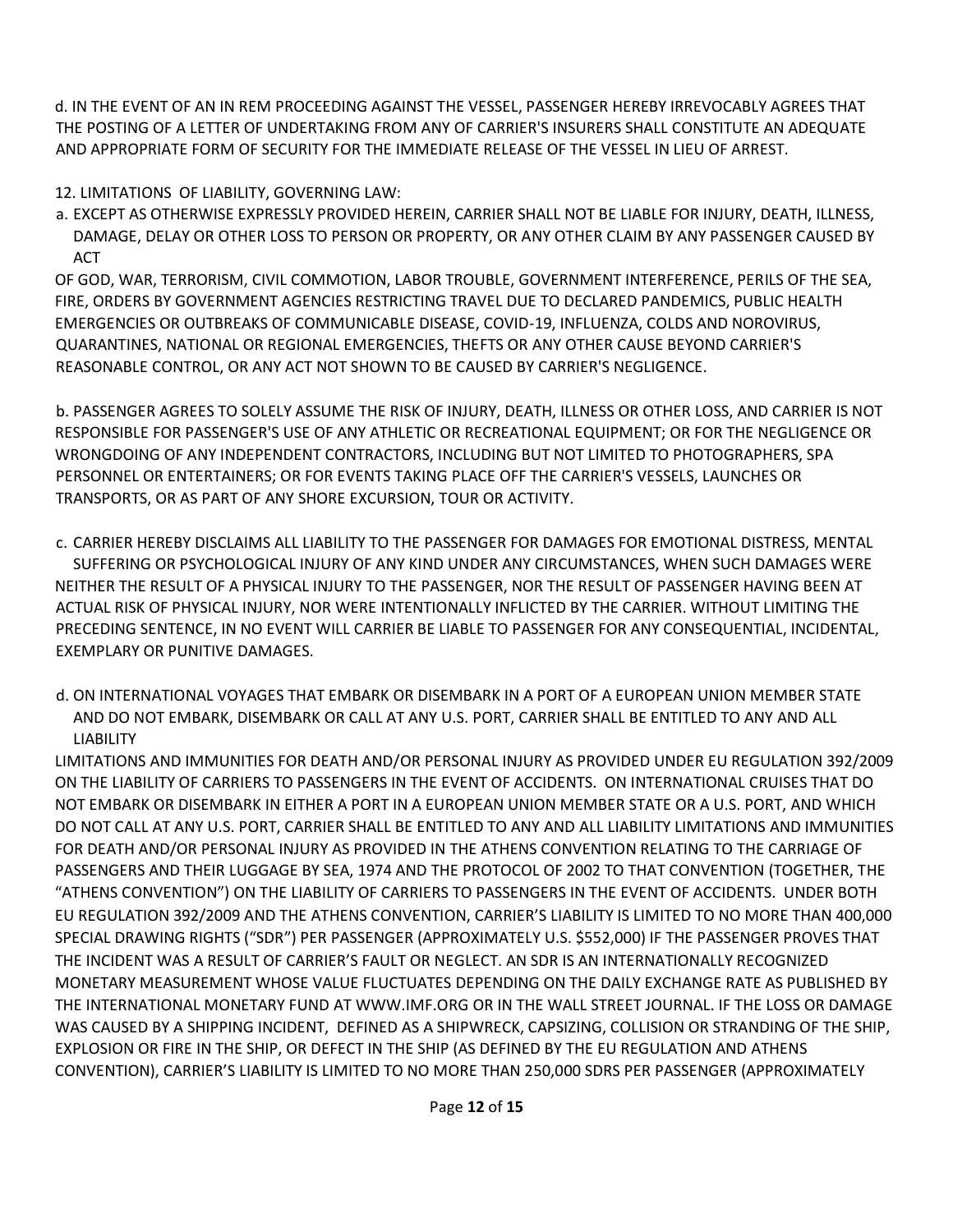d. IN THE EVENT OF AN IN REM PROCEEDING AGAINST THE VESSEL, PASSENGER HEREBY IRREVOCABLY AGREES THAT THE POSTING OF A LETTER OF UNDERTAKING FROM ANY OF CARRIER'S INSURERS SHALL CONSTITUTE AN ADEQUATE AND APPROPRIATE FORM OF SECURITY FOR THE IMMEDIATE RELEASE OF THE VESSEL IN LIEU OF ARREST.

12. LIMITATIONS OF LIABILITY, GOVERNING LAW:

a. EXCEPT AS OTHERWISE EXPRESSLY PROVIDED HEREIN, CARRIER SHALL NOT BE LIABLE FOR INJURY, DEATH, ILLNESS, DAMAGE, DELAY OR OTHER LOSS TO PERSON OR PROPERTY, OR ANY OTHER CLAIM BY ANY PASSENGER CAUSED BY ACT OF GOD, WAR, TERRORISM, CIVIL COMMOTION, LABOR TROUBLE, GOVERNMENT INTERFERENCE, PERILS OF THE SEA, FIRE, ORDERS BY GOVERNMENT AGENCIES RESTRICTING TRAVEL DUE TO DECLARED PANDEMICS, PUBLIC HEALTH EMERGENCIES OR OUTBREAKS OF COMMUNICABLE DISEASE, COVID-19, INFLUENZA, COLDS AND NOROVIRUS, QUARANTINES, NATIONAL OR REGIONAL EMERGENCIES, THEFTS OR ANY OTHER CAUSE BEYOND CARRIER'S REASONABLE CONTROL, OR ANY ACT NOT SHOWN TO BE CAUSED BY CARRIER'S NEGLIGENCE.

b. PASSENGER AGREES TO SOLELY ASSUME THE RISK OF INJURY, DEATH, ILLNESS OR OTHER LOSS, AND CARRIER IS NOT RESPONSIBLE FOR PASSENGER'S USE OF ANY ATHLETIC OR RECREATIONAL EQUIPMENT; OR FOR THE NEGLIGENCE OR WRONGDOING OF ANY INDEPENDENT CONTRACTORS, INCLUDING BUT NOT LIMITED TO PHOTOGRAPHERS, SPA PERSONNEL OR ENTERTAINERS; OR FOR EVENTS TAKING PLACE OFF THE CARRIER'S VESSELS, LAUNCHES OR TRANSPORTS, OR AS PART OF ANY SHORE EXCURSION, TOUR OR ACTIVITY.

c. CARRIER HEREBY DISCLAIMS ALL LIABILITY TO THE PASSENGER FOR DAMAGES FOR EMOTIONAL DISTRESS, MENTAL SUFFERING OR PSYCHOLOGICAL INJURY OF ANY KIND UNDER ANY CIRCUMSTANCES, WHEN SUCH DAMAGES WERE NEITHER THE RESULT OF A PHYSICAL INJURY TO THE PASSENGER, NOR THE RESULT OF PASSENGER HAVING BEEN AT ACTUAL RISK OF PHYSICAL INJURY, NOR WERE INTENTIONALLY INFLICTED BY THE CARRIER. WITHOUT LIMITING THE PRECEDING SENTENCE, IN NO EVENT WILL CARRIER BE LIABLE TO PASSENGER FOR ANY CONSEQUENTIAL, INCIDENTAL, EXEMPLARY OR PUNITIVE DAMAGES.

d. ON INTERNATIONAL VOYAGES THAT EMBARK OR DISEMBARK IN A PORT OF A EUROPEAN UNION MEMBER STATE AND DO NOT EMBARK, DISEMBARK OR CALL AT ANY U.S. PORT, CARRIER SHALL BE ENTITLED TO ANY AND ALL LIABILITY LIMITATIONS AND IMMUNITIES FOR DEATH AND/OR PERSONAL INJURY AS PROVIDED UNDER EU REGULATION 392/2009 ON THE LIABILITY OF CARRIERS TO PASSENGERS IN THE EVENT OF ACCIDENTS. ON INTERNATIONAL CRUISES THAT DO NOT EMBARK OR DISEMBARK IN EITHER A PORT IN A EUROPEAN UNION MEMBER STATE OR A U.S. PORT, AND WHICH DO NOT CALL AT ANY U.S. PORT, CARRIER SHALL BE ENTITLED TO ANY AND ALL LIABILITY LIMITATIONS AND IMMUNITIES FOR DEATH AND/OR PERSONAL INJURY AS PROVIDED IN THE ATHENS CONVENTION RELATING TO THE CARRIAGE OF PASSENGERS AND THEIR LUGGAGE BY SEA, 1974 AND THE PROTOCOL OF 2002 TO THAT CONVENTION (TOGETHER, THE "ATHENS CONVENTION") ON THE LIABILITY OF CARRIERS TO PASSENGERS IN THE EVENT OF ACCIDENTS. UNDER BOTH EU REGULATION 392/2009 AND THE ATHENS CONVENTION, CARRIER'S LIABILITY IS LIMITED TO NO MORE THAN 400,000 SPECIAL DRAWING RIGHTS ("SDR") PER PASSENGER (APPROXIMATELY U.S. $552,000) IF THE PASSENGER PROVES THAT THE INCIDENT WAS A RESULT OF CARRIER'S FAULT OR NEGLECT. AN SDR IS AN INTERNATIONALLY RECOGNIZED MONETARY MEASUREMENT WHOSE VALUE FLUCTUATES DEPENDING ON THE DAILY EXCHANGE RATE AS PUBLISHED BY THE INTERNATIONAL MONETARY FUND AT WWW.IMF.ORG OR IN THE WALL STREET JOURNAL. IF THE LOSS OR DAMAGE WAS CAUSED BY A SHIPPING INCIDENT, DEFINED AS A SHIPWRECK, CAPSIZING, COLLISION OR STRANDING OF THE SHIP, EXPLOSION OR FIRE IN THE SHIP, OR DEFECT IN THE SHIP (AS DEFINED BY THE EU REGULATION AND ATHENS CONVENTION), CARRIER'S LIABILITY IS LIMITED TO NO MORE THAN 250,000 SDRS PER PASSENGER (APPROXIMATELY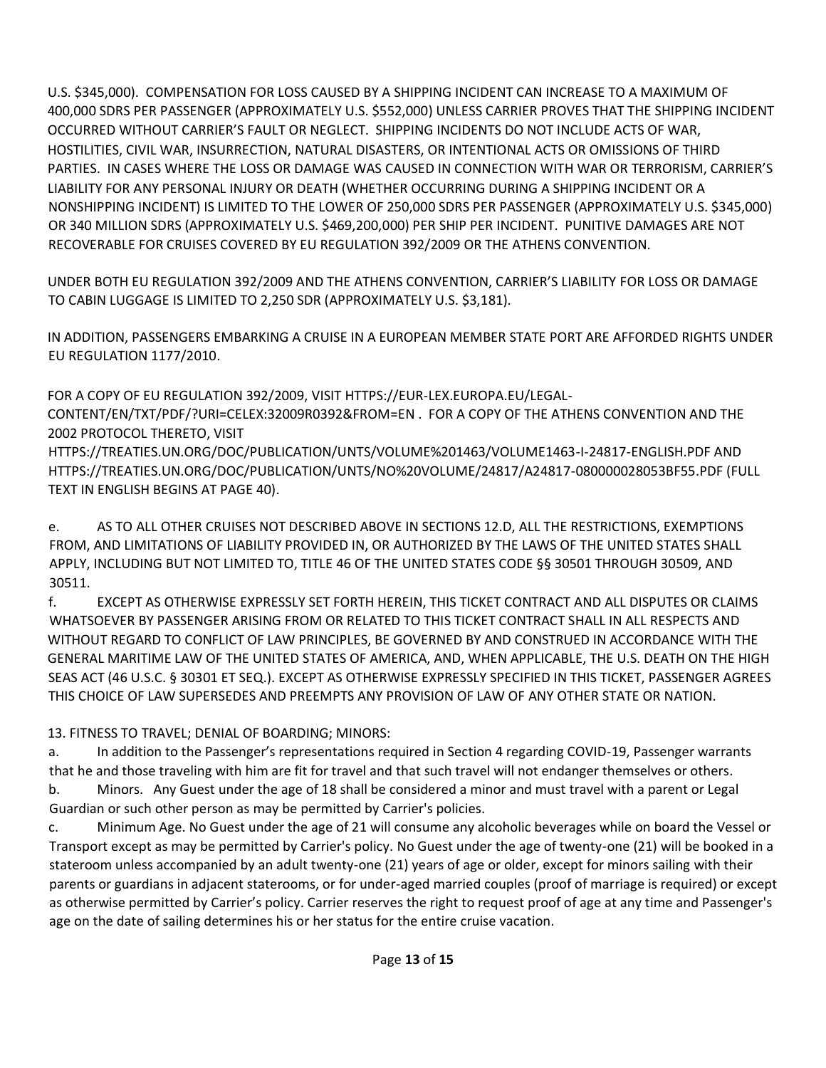U.S. $345,000). COMPENSATION FOR LOSS CAUSED BY A SHIPPING INCIDENT CAN INCREASE TO A MAXIMUM OF 400,000 SDRS PER PASSENGER (APPROXIMATELY U.S. $552,000) UNLESS CARRIER PROVES THAT THE SHIPPING INCIDENT OCCURRED WITHOUT CARRIER'S FAULT OR NEGLECT. SHIPPING INCIDENTS DO NOT INCLUDE ACTS OF WAR, HOSTILITIES, CIVIL WAR, INSURRECTION, NATURAL DISASTERS, OR INTENTIONAL ACTS OR OMISSIONS OF THIRD PARTIES. IN CASES WHERE THE LOSS OR DAMAGE WAS CAUSED IN CONNECTION WITH WAR OR TERRORISM, CARRIER'S LIABILITY FOR ANY PERSONAL INJURY OR DEATH (WHETHER OCCURRING DURING A SHIPPING INCIDENT OR A NONSHIPPING INCIDENT) IS LIMITED TO THE LOWER OF 250,000 SDRS PER PASSENGER (APPROXIMATELY U.S. $345,000) OR 340 MILLION SDRS (APPROXIMATELY U.S. $469,200,000) PER SHIP PER INCIDENT. PUNITIVE DAMAGES ARE NOT RECOVERABLE FOR CRUISES COVERED BY EU REGULATION 392/2009 OR THE ATHENS CONVENTION.

UNDER BOTH EU REGULATION 392/2009 AND THE ATHENS CONVENTION, CARRIER'S LIABILITY FOR LOSS OR DAMAGE TO CABIN LUGGAGE IS LIMITED TO 2,250 SDR (APPROXIMATELY U.S. $3,181).

IN ADDITION, PASSENGERS EMBARKING A CRUISE IN A EUROPEAN MEMBER STATE PORT ARE AFFORDED RIGHTS UNDER EU REGULATION 1177/2010.

FOR A COPY OF EU REGULATION 392/2009, VISIT HTTPS://EUR-LEX.EUROPA.EU/LEGAL-CONTENT/EN/TXT/PDF/?URI=CELEX:32009R0392&FROM=EN . FOR A COPY OF THE ATHENS CONVENTION AND THE 2002 PROTOCOL THERETO, VISIT HTTPS://TREATIES.UN.ORG/DOC/PUBLICATION/UNTS/VOLUME%201463/VOLUME1463-I-24817-ENGLISH.PDF AND HTTPS://TREATIES.UN.ORG/DOC/PUBLICATION/UNTS/NO%20VOLUME/24817/A24817-080000028053BF55.PDF (FULL TEXT IN ENGLISH BEGINS AT PAGE 40).

e. AS TO ALL OTHER CRUISES NOT DESCRIBED ABOVE IN SECTIONS 12.D, ALL THE RESTRICTIONS, EXEMPTIONS FROM, AND LIMITATIONS OF LIABILITY PROVIDED IN, OR AUTHORIZED BY THE LAWS OF THE UNITED STATES SHALL APPLY, INCLUDING BUT NOT LIMITED TO, TITLE 46 OF THE UNITED STATES CODE §§ 30501 THROUGH 30509, AND 30511.

f. EXCEPT AS OTHERWISE EXPRESSLY SET FORTH HEREIN, THIS TICKET CONTRACT AND ALL DISPUTES OR CLAIMS WHATSOEVER BY PASSENGER ARISING FROM OR RELATED TO THIS TICKET CONTRACT SHALL IN ALL RESPECTS AND WITHOUT REGARD TO CONFLICT OF LAW PRINCIPLES, BE GOVERNED BY AND CONSTRUED IN ACCORDANCE WITH THE GENERAL MARITIME LAW OF THE UNITED STATES OF AMERICA, AND, WHEN APPLICABLE, THE U.S. DEATH ON THE HIGH SEAS ACT (46 U.S.C. § 30301 ET SEQ.). EXCEPT AS OTHERWISE EXPRESSLY SPECIFIED IN THIS TICKET, PASSENGER AGREES THIS CHOICE OF LAW SUPERSEDES AND PREEMPTS ANY PROVISION OF LAW OF ANY OTHER STATE OR NATION.

13. FITNESS TO TRAVEL; DENIAL OF BOARDING; MINORS:

a. In addition to the Passenger's representations required in Section 4 regarding COVID-19, Passenger warrants that he and those traveling with him are fit for travel and that such travel will not endanger themselves or others.

b. Minors. Any Guest under the age of 18 shall be considered a minor and must travel with a parent or Legal Guardian or such other person as may be permitted by Carrier's policies.

c. Minimum Age. No Guest under the age of 21 will consume any alcoholic beverages while on board the Vessel or Transport except as may be permitted by Carrier's policy. No Guest under the age of twenty-one (21) will be booked in a stateroom unless accompanied by an adult twenty-one (21) years of age or older, except for minors sailing with their parents or guardians in adjacent staterooms, or for under-aged married couples (proof of marriage is required) or except as otherwise permitted by Carrier's policy. Carrier reserves the right to request proof of age at any time and Passenger's age on the date of sailing determines his or her status for the entire cruise vacation.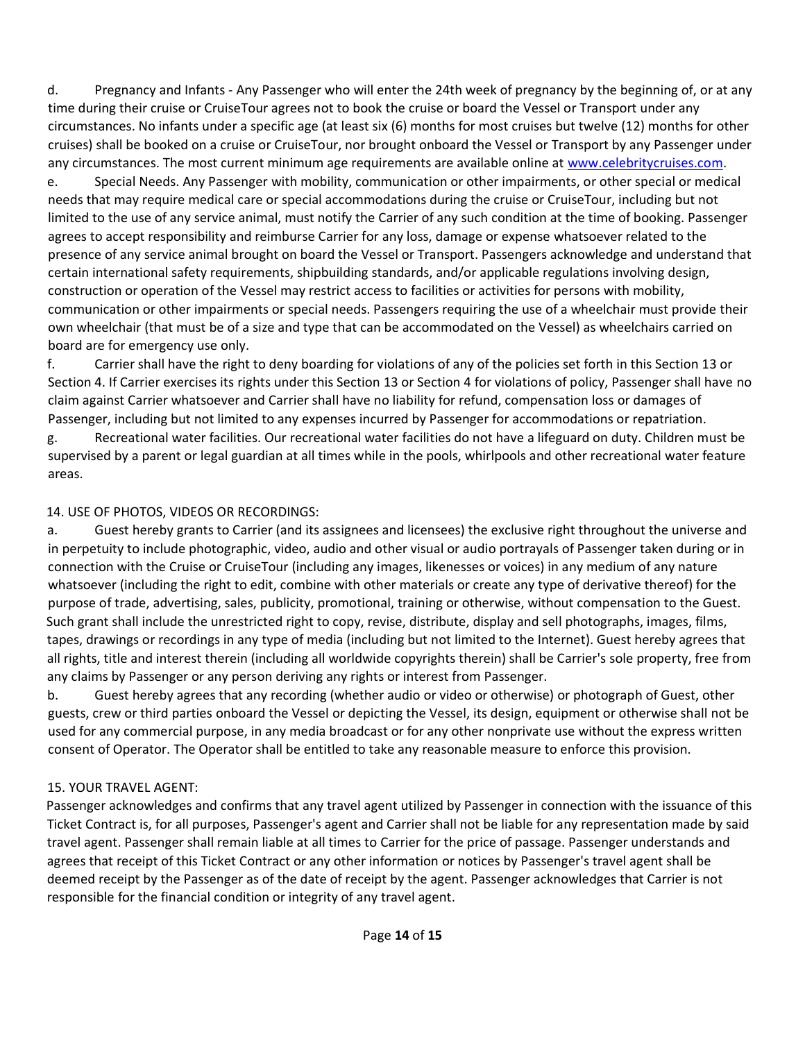d. Pregnancy and Infants - Any Passenger who will enter the 24th week of pregnancy by the beginning of, or at any time during their cruise or CruiseTour agrees not to book the cruise or board the Vessel or Transport under any circumstances. No infants under a specific age (at least six (6) months for most cruises but twelve (12) months for other cruises) shall be booked on a cruise or CruiseTour, nor brought onboard the Vessel or Transport by any Passenger under any circumstances. The most current minimum age requirements are available online at www.celebritycruises.com.

e. Special Needs. Any Passenger with mobility, communication or other impairments, or other special or medical needs that may require medical care or special accommodations during the cruise or CruiseTour, including but not limited to the use of any service animal, must notify the Carrier of any such condition at the time of booking. Passenger agrees to accept responsibility and reimburse Carrier for any loss, damage or expense whatsoever related to the presence of any service animal brought on board the Vessel or Transport. Passengers acknowledge and understand that certain international safety requirements, shipbuilding standards, and/or applicable regulations involving design, construction or operation of the Vessel may restrict access to facilities or activities for persons with mobility, communication or other impairments or special needs. Passengers requiring the use of a wheelchair must provide their own wheelchair (that must be of a size and type that can be accommodated on the Vessel) as wheelchairs carried on board are for emergency use only.

f. Carrier shall have the right to deny boarding for violations of any of the policies set forth in this Section 13 or Section 4. If Carrier exercises its rights under this Section 13 or Section 4 for violations of policy, Passenger shall have no claim against Carrier whatsoever and Carrier shall have no liability for refund, compensation loss or damages of Passenger, including but not limited to any expenses incurred by Passenger for accommodations or repatriation.

g. Recreational water facilities. Our recreational water facilities do not have a lifeguard on duty. Children must be supervised by a parent or legal guardian at all times while in the pools, whirlpools and other recreational water feature areas.

14. USE OF PHOTOS, VIDEOS OR RECORDINGS:

a. Guest hereby grants to Carrier (and its assignees and licensees) the exclusive right throughout the universe and in perpetuity to include photographic, video, audio and other visual or audio portrayals of Passenger taken during or in connection with the Cruise or CruiseTour (including any images, likenesses or voices) in any medium of any nature whatsoever (including the right to edit, combine with other materials or create any type of derivative thereof) for the purpose of trade, advertising, sales, publicity, promotional, training or otherwise, without compensation to the Guest. Such grant shall include the unrestricted right to copy, revise, distribute, display and sell photographs, images, films, tapes, drawings or recordings in any type of media (including but not limited to the Internet). Guest hereby agrees that all rights, title and interest therein (including all worldwide copyrights therein) shall be Carrier's sole property, free from any claims by Passenger or any person deriving any rights or interest from Passenger.

b. Guest hereby agrees that any recording (whether audio or video or otherwise) or photograph of Guest, other guests, crew or third parties onboard the Vessel or depicting the Vessel, its design, equipment or otherwise shall not be used for any commercial purpose, in any media broadcast or for any other nonprivate use without the express written consent of Operator. The Operator shall be entitled to take any reasonable measure to enforce this provision.

15. YOUR TRAVEL AGENT:

Passenger acknowledges and confirms that any travel agent utilized by Passenger in connection with the issuance of this Ticket Contract is, for all purposes, Passenger's agent and Carrier shall not be liable for any representation made by said travel agent. Passenger shall remain liable at all times to Carrier for the price of passage. Passenger understands and agrees that receipt of this Ticket Contract or any other information or notices by Passenger's travel agent shall be deemed receipt by the Passenger as of the date of receipt by the agent. Passenger acknowledges that Carrier is not responsible for the financial condition or integrity of any travel agent.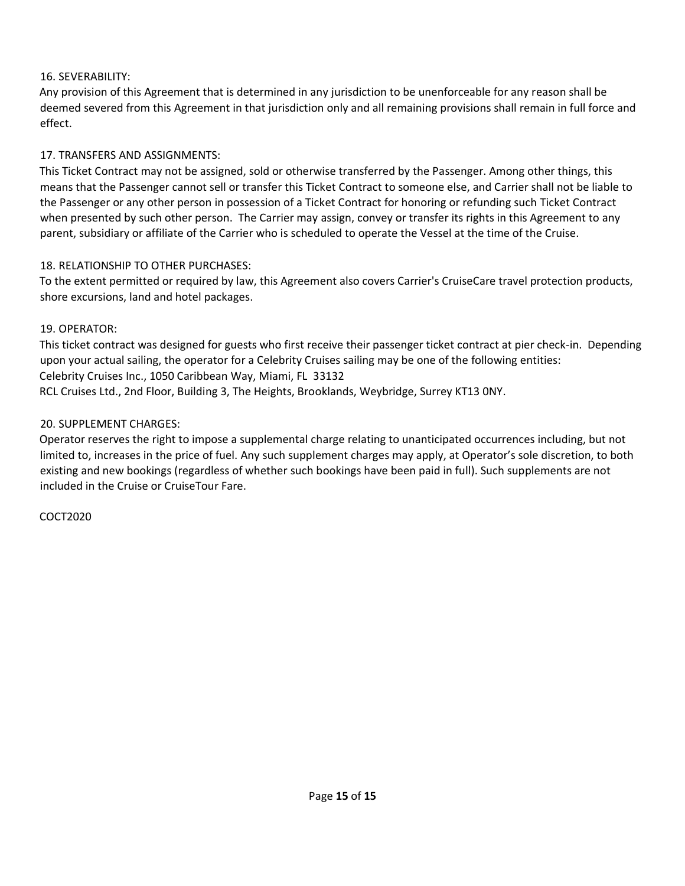16. SEVERABILITY:

Any provision of this Agreement that is determined in any jurisdiction to be unenforceable for any reason shall be deemed severed from this Agreement in that jurisdiction only and all remaining provisions shall remain in full force and effect.

17. TRANSFERS AND ASSIGNMENTS:

This Ticket Contract may not be assigned, sold or otherwise transferred by the Passenger. Among other things, this means that the Passenger cannot sell or transfer this Ticket Contract to someone else, and Carrier shall not be liable to the Passenger or any other person in possession of a Ticket Contract for honoring or refunding such Ticket Contract when presented by such other person. The Carrier may assign, convey or transfer its rights in this Agreement to any parent, subsidiary or affiliate of the Carrier who is scheduled to operate the Vessel at the time of the Cruise.

18. RELATIONSHIP TO OTHER PURCHASES:

To the extent permitted or required by law, this Agreement also covers Carrier's CruiseCare travel protection products, shore excursions, land and hotel packages.

19. OPERATOR:

This ticket contract was designed for guests who first receive their passenger ticket contract at pier check-in. Depending upon your actual sailing, the operator for a Celebrity Cruises sailing may be one of the following entities:

Celebrity Cruises Inc., 1050 Caribbean Way, Miami, FL 33132

RCL Cruises Ltd., 2nd Floor, Building 3, The Heights, Brooklands, Weybridge, Surrey KT13 0NY.

20. SUPPLEMENT CHARGES:

Operator reserves the right to impose a supplemental charge relating to unanticipated occurrences including, but not limited to, increases in the price of fuel. Any such supplement charges may apply, at Operator's sole discretion, to both existing and new bookings (regardless of whether such bookings have been paid in full). Such supplements are not included in the Cruise or CruiseTour Fare.

COCT2020